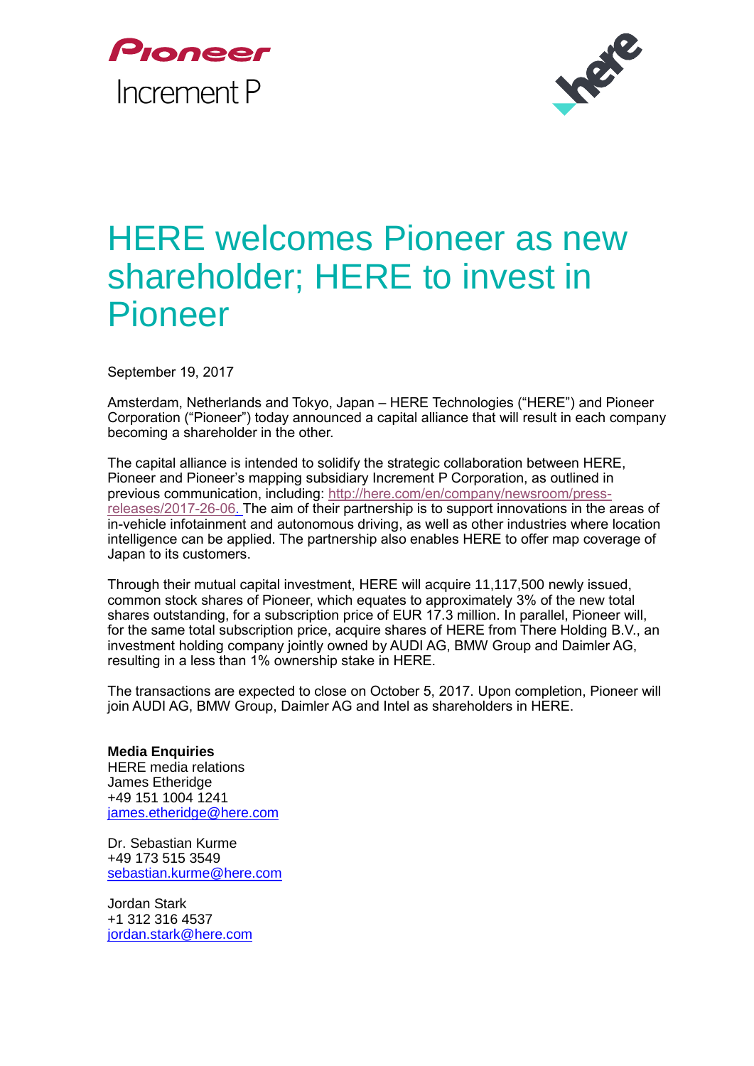Pioneer

Increment P

# HERE welcomes Pioneer as new shareholder; HERE to invest in Pioneer

September 19, 2017

Amsterdam, Netherlands and Tokyo, Japan – HERE Technologies ("HERE") and Pioneer Corporation ("Pioneer") today announced a capital alliance that will result in each company becoming a shareholder in the other.

The capital alliance is intended to solidify the strategic collaboration between HERE, Pioneer and Pioneer's mapping subsidiary Increment P Corporation, as outlined in previous communication, including: http://here.com/en/company/newsroom/press-releases/2017-26-06. The aim of their partnership is to support innovations in the areas of in-vehicle infotainment and autonomous driving, as well as other industries where location intelligence can be applied. The partnership also enables HERE to offer map coverage of Japan to its customers.

Through their mutual capital investment, HERE will acquire 11,117,500 newly issued, common stock shares of Pioneer, which equates to approximately 3% of the new total shares outstanding, for a subscription price of EUR 17.3 million. In parallel, Pioneer will, for the same total subscription price, acquire shares of HERE from There Holding B.V., an investment holding company jointly owned by AUDI AG, BMW Group and Daimler AG, resulting in a less than 1% ownership stake in HERE.

The transactions are expected to close on October 5, 2017. Upon completion, Pioneer will join AUDI AG, BMW Group, Daimler AG and Intel as shareholders in HERE.

**Media Enquiries**
HERE media relations
James Etheridge
+49 151 1004 1241
james.etheridge@here.com

Dr. Sebastian Kurme
+49 173 515 3549
sebastian.kurme@here.com

Jordan Stark
+1 312 316 4537
jordan.stark@here.com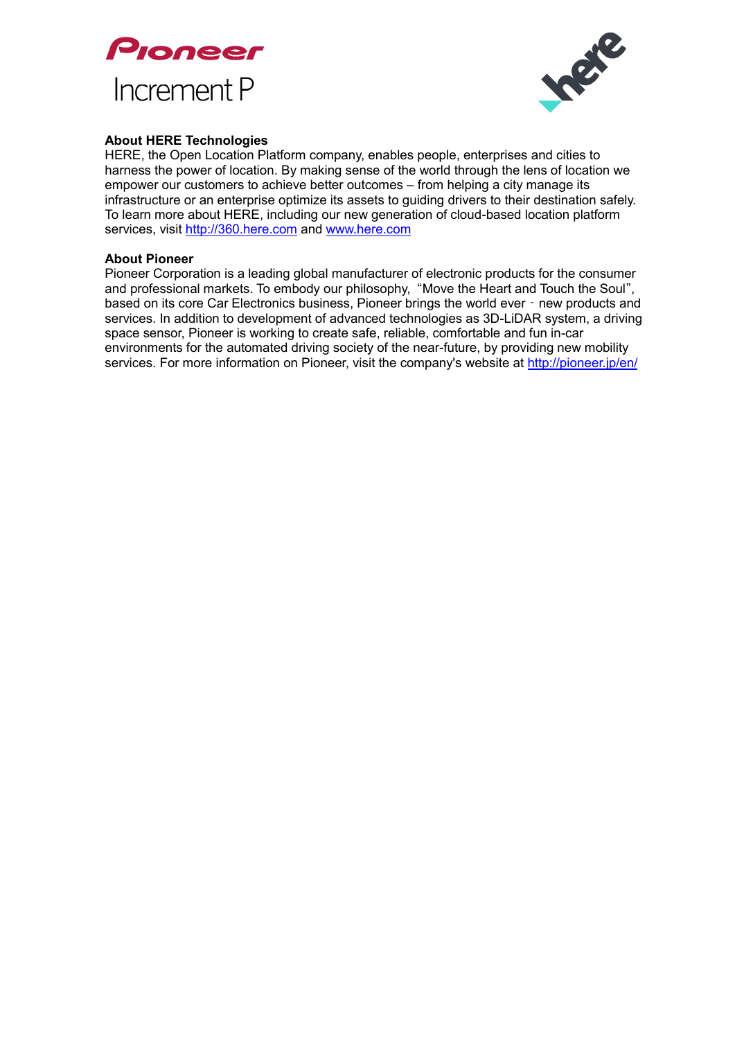Pioneer

Increment P

here

**About HERE Technologies**

HERE, the Open Location Platform company, enables people, enterprises and cities to harness the power of location. By making sense of the world through the lens of location we empower our customers to achieve better outcomes – from helping a city manage its infrastructure or an enterprise optimize its assets to guiding drivers to their destination safely. To learn more about HERE, including our new generation of cloud-based location platform services, visit [http://360.here.com](http://360.here.com) and [www.here.com](http://www.here.com)

**About Pioneer**

Pioneer Corporation is a leading global manufacturer of electronic products for the consumer and professional markets. To embody our philosophy, "Move the Heart and Touch the Soul", based on its core Car Electronics business, Pioneer brings the world ever‐new products and services. In addition to development of advanced technologies as 3D-LiDAR system, a driving space sensor, Pioneer is working to create safe, reliable, comfortable and fun in-car environments for the automated driving society of the near-future, by providing new mobility services. For more information on Pioneer, visit the company's website at [http://pioneer.jp/en/](http://pioneer.jp/en/)